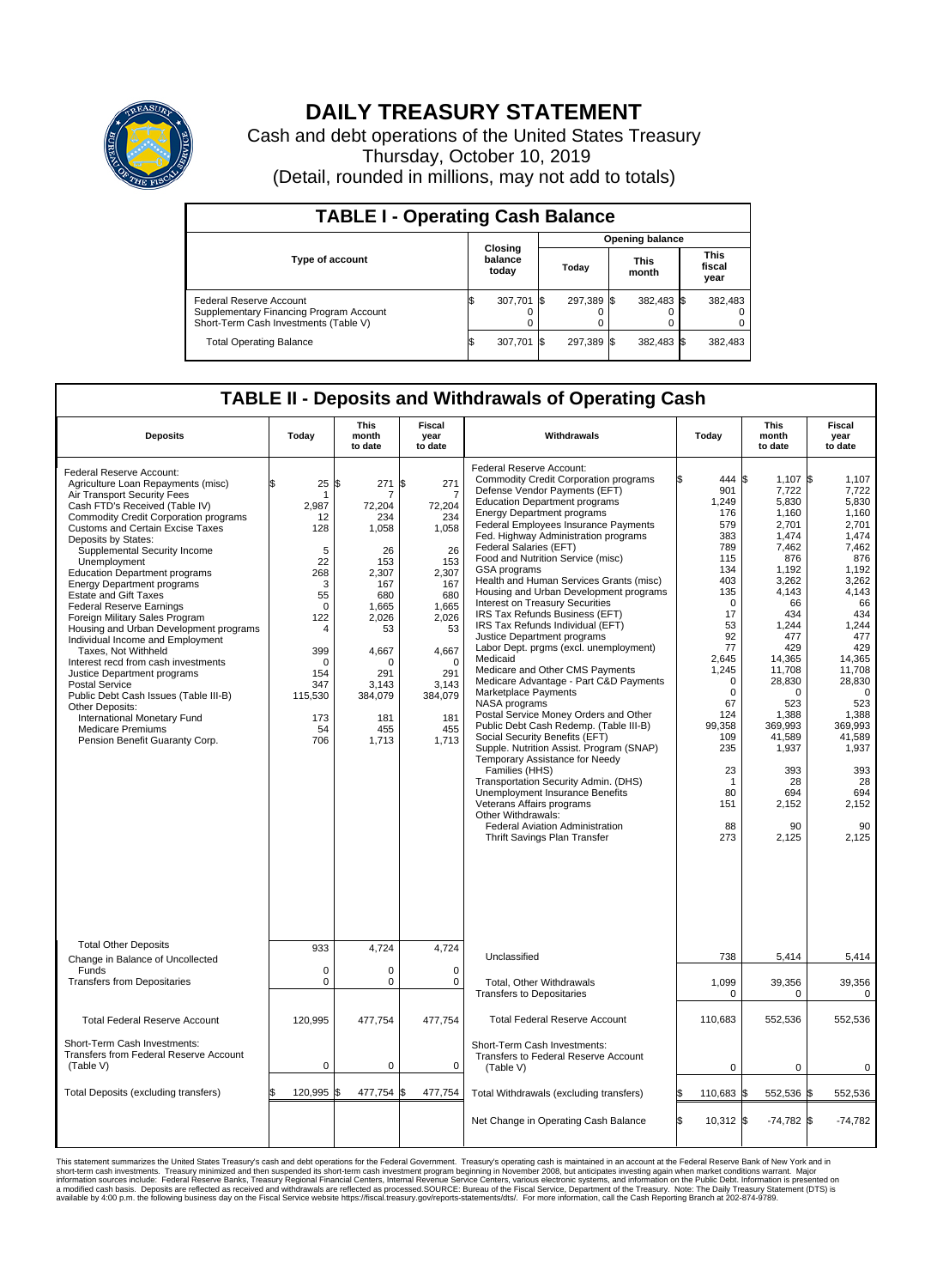# DAILY TREASURY STATEMENT

Cash and debt operations of the United States Treasury

Thursday, October 10, 2019

(Detail, rounded in millions, may not add to totals)

## TABLE I - Operating Cash Balance

| Type of account | Closing balance today | Opening balance Today | Opening balance This month | Opening balance This fiscal year |
|---|---|---|---|---|
| Federal Reserve Account | $ 307,701 | $ 297,389 | $ 382,483 | $ 382,483 |
| Supplementary Financing Program Account | 0 | 0 | 0 | 0 |
| Short-Term Cash Investments (Table V) | 0 | 0 | 0 | 0 |
| Total Operating Balance | $ 307,701 | $ 297,389 | $ 382,483 | $ 382,483 |

## TABLE II - Deposits and Withdrawals of Operating Cash

| Deposits | Today | This month to date | Fiscal year to date |
|---|---|---|---|
| Federal Reserve Account: | | | |
| Agriculture Loan Repayments (misc) | $ 25 | $ 271 | $ 271 |
| Air Transport Security Fees | 1 | 7 | 7 |
| Cash FTD's Received (Table IV) | 2,987 | 72,204 | 72,204 |
| Commodity Credit Corporation programs | 12 | 234 | 234 |
| Customs and Certain Excise Taxes | 128 | 1,058 | 1,058 |
| Deposits by States: | | | |
| Supplemental Security Income | 5 | 26 | 26 |
| Unemployment | 22 | 153 | 153 |
| Education Department programs | 268 | 2,307 | 2,307 |
| Energy Department programs | 3 | 167 | 167 |
| Estate and Gift Taxes | 55 | 680 | 680 |
| Federal Reserve Earnings | 0 | 1,665 | 1,665 |
| Foreign Military Sales Program | 122 | 2,026 | 2,026 |
| Housing and Urban Development programs | 4 | 53 | 53 |
| Individual Income and Employment Taxes, Not Withheld | 399 | 4,667 | 4,667 |
| Interest recd from cash investments | 0 | 0 | 0 |
| Justice Department programs | 154 | 291 | 291 |
| Postal Service | 347 | 3,143 | 3,143 |
| Public Debt Cash Issues (Table III-B) | 115,530 | 384,079 | 384,079 |
| Other Deposits: | | | |
| International Monetary Fund | 173 | 181 | 181 |
| Medicare Premiums | 54 | 455 | 455 |
| Pension Benefit Guaranty Corp. | 706 | 1,713 | 1,713 |
| Total Other Deposits | 933 | 4,724 | 4,724 |
| Change in Balance of Uncollected Funds | 0 | 0 | 0 |
| Transfers from Depositaries | 0 | 0 | 0 |
| Total Federal Reserve Account | 120,995 | 477,754 | 477,754 |
| Short-Term Cash Investments: Transfers from Federal Reserve Account (Table V) | 0 | 0 | 0 |
| Total Deposits (excluding transfers) | $ 120,995 | $ 477,754 | $ 477,754 |

| Withdrawals | Today | This month to date | Fiscal year to date |
|---|---|---|---|
| Federal Reserve Account: | | | |
| Commodity Credit Corporation programs | $ 444 | $ 1,107 | $ 1,107 |
| Defense Vendor Payments (EFT) | 901 | 7,722 | 7,722 |
| Education Department programs | 1,249 | 5,830 | 5,830 |
| Energy Department programs | 176 | 1,160 | 1,160 |
| Federal Employees Insurance Payments | 579 | 2,701 | 2,701 |
| Fed. Highway Administration programs | 383 | 1,474 | 1,474 |
| Federal Salaries (EFT) | 789 | 7,462 | 7,462 |
| Food and Nutrition Service (misc) | 115 | 876 | 876 |
| GSA programs | 134 | 1,192 | 1,192 |
| Health and Human Services Grants (misc) | 403 | 3,262 | 3,262 |
| Housing and Urban Development programs | 135 | 4,143 | 4,143 |
| Interest on Treasury Securities | 0 | 66 | 66 |
| IRS Tax Refunds Business (EFT) | 17 | 434 | 434 |
| IRS Tax Refunds Individual (EFT) | 53 | 1,244 | 1,244 |
| Justice Department programs | 92 | 477 | 477 |
| Labor Dept. prgms (excl. unemployment) | 77 | 429 | 429 |
| Medicaid | 2,645 | 14,365 | 14,365 |
| Medicare and Other CMS Payments | 1,245 | 11,708 | 11,708 |
| Medicare Advantage - Part C&D Payments | 0 | 28,830 | 28,830 |
| Marketplace Payments | 0 | 0 | 0 |
| NASA programs | 67 | 523 | 523 |
| Postal Service Money Orders and Other | 124 | 1,388 | 1,388 |
| Public Debt Cash Redemp. (Table III-B) | 99,358 | 369,993 | 369,993 |
| Social Security Benefits (EFT) | 109 | 41,589 | 41,589 |
| Supple. Nutrition Assist. Program (SNAP) | 235 | 1,937 | 1,937 |
| Temporary Assistance for Needy Families (HHS) | 23 | 393 | 393 |
| Transportation Security Admin. (DHS) | 1 | 28 | 28 |
| Unemployment Insurance Benefits | 80 | 694 | 694 |
| Veterans Affairs programs | 151 | 2,152 | 2,152 |
| Other Withdrawals: | | | |
| Federal Aviation Administration | 88 | 90 | 90 |
| Thrift Savings Plan Transfer | 273 | 2,125 | 2,125 |
| Unclassified | 738 | 5,414 | 5,414 |
| Total, Other Withdrawals | 1,099 | 39,356 | 39,356 |
| Transfers to Depositaries | 0 | 0 | 0 |
| Total Federal Reserve Account | 110,683 | 552,536 | 552,536 |
| Short-Term Cash Investments: Transfers to Federal Reserve Account (Table V) | 0 | 0 | 0 |
| Total Withdrawals (excluding transfers) | $ 110,683 | $ 552,536 | $ 552,536 |
| Net Change in Operating Cash Balance | $ 10,312 | $ -74,782 | $ -74,782 |

This statement summarizes the United States Treasury's cash and debt operations for the Federal Government. Treasury's operating cash is maintained in an account at the Federal Reserve Bank of New York and in short-term cash investments. Treasury minimized and then suspended its short-term cash investment program beginning in November 2008, but anticipates investing again when market conditions warrant. Major information sources include: Federal Reserve Banks, Treasury Regional Financial Centers, Internal Revenue Service Centers, various electronic systems, and information on the Public Debt. Information is presented on a modified cash basis. Deposits are reflected as received and withdrawals are reflected as processed.SOURCE: Bureau of the Fiscal Service, Department of the Treasury. Note: The Daily Treasury Statement (DTS) is available by 4:00 p.m. the following business day on the Fiscal Service website https://fiscal.treasury.gov/reports-statements/dts/. For more information, call the Cash Reporting Branch at 202-874-9789.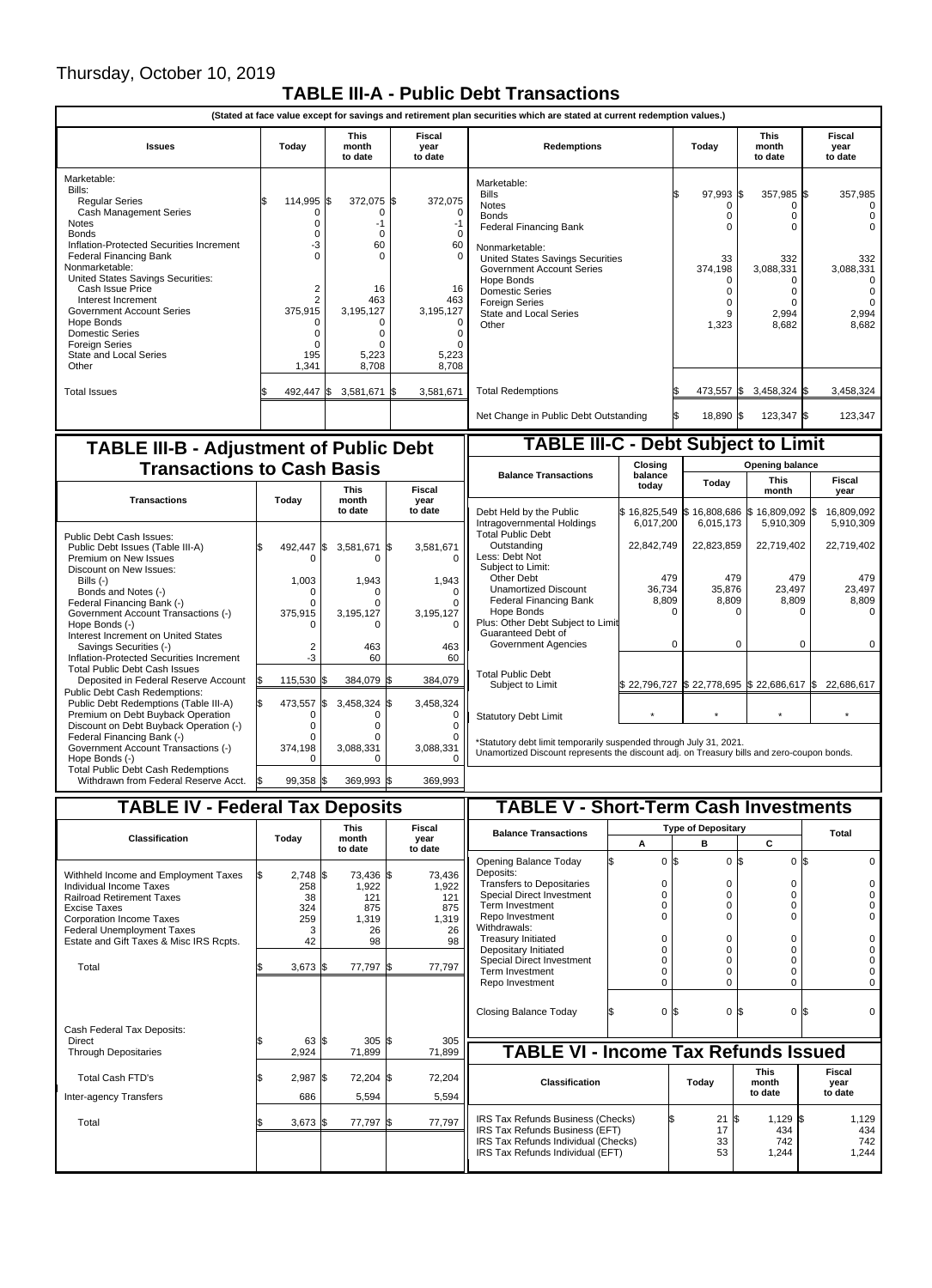Thursday, October 10, 2019

# TABLE III-A - Public Debt Transactions

(Stated at face value except for savings and retirement plan securities which are stated at current redemption values.)

| Issues | Today | This month to date | Fiscal year to date | Redemptions | Today | This month to date | Fiscal year to date |
|---|---|---|---|---|---|---|---|
| Marketable: | | | | Marketable: | | | |
| Bills: | | | | Bills | $ 97,993 | $ 357,985 | $ 357,985 |
| Regular Series | $ 114,995 | $ 372,075 | $ 372,075 | Notes | 0 | 0 | 0 |
| Cash Management Series | 0 | 0 | 0 | Bonds | 0 | 0 | 0 |
| Notes | 0 | -1 | -1 | Federal Financing Bank | 0 | 0 | 0 |
| Bonds | 0 | 0 | 0 | | | | |
| Inflation-Protected Securities Increment | -3 | 60 | 60 | Nonmarketable: | | | |
| Federal Financing Bank | 0 | 0 | 0 | United States Savings Securities | 33 | 332 | 332 |
| Nonmarketable: | | | | Government Account Series | 374,198 | 3,088,331 | 3,088,331 |
| United States Savings Securities: | | | | Hope Bonds | 0 | 0 | 0 |
| Cash Issue Price | 2 | 16 | 16 | Domestic Series | 0 | 0 | 0 |
| Interest Increment | 2 | 463 | 463 | Foreign Series | 0 | 0 | 0 |
| Government Account Series | 375,915 | 3,195,127 | 3,195,127 | State and Local Series | 9 | 2,994 | 2,994 |
| Hope Bonds | 0 | 0 | 0 | Other | 1,323 | 8,682 | 8,682 |
| Domestic Series | 0 | 0 | 0 | | | | |
| Foreign Series | 0 | 0 | 0 | | | | |
| State and Local Series | 195 | 5,223 | 5,223 | | | | |
| Other | 1,341 | 8,708 | 8,708 | | | | |
| Total Issues | $ 492,447 | $ 3,581,671 | $ 3,581,671 | Total Redemptions | $ 473,557 | $ 3,458,324 | $ 3,458,324 |
| | | | | Net Change in Public Debt Outstanding | $ 18,890 | $ 123,347 | $ 123,347 |

# TABLE III-B - Adjustment of Public Debt Transactions to Cash Basis

| Transactions | Today | This month to date | Fiscal year to date |
|---|---|---|---|
| Public Debt Cash Issues: | | | |
| Public Debt Issues (Table III-A) | $ 492,447 | $ 3,581,671 | $ 3,581,671 |
| Premium on New Issues | 0 | 0 | 0 |
| Discount on New Issues: | | | |
| Bills (-) | 1,003 | 1,943 | 1,943 |
| Bonds and Notes (-) | 0 | 0 | 0 |
| Federal Financing Bank (-) | 0 | 0 | 0 |
| Government Account Transactions (-) | 375,915 | 3,195,127 | 3,195,127 |
| Hope Bonds (-) | 0 | 0 | 0 |
| Interest Increment on United States Savings Securities (-) | 2 | 463 | 463 |
| Inflation-Protected Securities Increment | -3 | 60 | 60 |
| Total Public Debt Cash Issues Deposited in Federal Reserve Account | $ 115,530 | $ 384,079 | $ 384,079 |
| Public Debt Cash Redemptions: | | | |
| Public Debt Redemptions (Table III-A) | $ 473,557 | $ 3,458,324 | $ 3,458,324 |
| Premium on Debt Buyback Operation | 0 | 0 | 0 |
| Discount on Debt Buyback Operation (-) | 0 | 0 | 0 |
| Federal Financing Bank (-) | 0 | 0 | 0 |
| Government Account Transactions (-) | 374,198 | 3,088,331 | 3,088,331 |
| Hope Bonds (-) | 0 | 0 | 0 |
| Total Public Debt Cash Redemptions Withdrawn from Federal Reserve Acct. | $ 99,358 | $ 369,993 | $ 369,993 |

# TABLE III-C - Debt Subject to Limit

| Balance Transactions | Closing balance today | Opening balance Today | Opening balance This month | Opening balance Fiscal year |
|---|---|---|---|---|
| Debt Held by the Public | $ 16,825,549 | $ 16,808,686 | $ 16,809,092 | $ 16,809,092 |
| Intragovernmental Holdings | 6,017,200 | 6,015,173 | 5,910,309 | 5,910,309 |
| Total Public Debt Outstanding | 22,842,749 | 22,823,859 | 22,719,402 | 22,719,402 |
| Less: Debt Not Subject to Limit: | | | | |
| Other Debt | 479 | 479 | 479 | 479 |
| Unamortized Discount | 36,734 | 35,876 | 23,497 | 23,497 |
| Federal Financing Bank | 8,809 | 8,809 | 8,809 | 8,809 |
| Hope Bonds | 0 | 0 | 0 | 0 |
| Plus: Other Debt Subject to Limit | | | | |
| Guaranteed Debt of Government Agencies | 0 | 0 | 0 | 0 |
| Total Public Debt Subject to Limit | $ 22,796,727 | $ 22,778,695 | $ 22,686,617 | $ 22,686,617 |
| Statutory Debt Limit | * | * | * | * |

*Statutory debt limit temporarily suspended through July 31, 2021.
Unamortized Discount represents the discount adj. on Treasury bills and zero-coupon bonds.

# TABLE IV - Federal Tax Deposits

| Classification | Today | This month to date | Fiscal year to date |
|---|---|---|---|
| Withheld Income and Employment Taxes | $ 2,748 | $ 73,436 | $ 73,436 |
| Individual Income Taxes | 258 | 1,922 | 1,922 |
| Railroad Retirement Taxes | 38 | 121 | 121 |
| Excise Taxes | 324 | 875 | 875 |
| Corporation Income Taxes | 259 | 1,319 | 1,319 |
| Federal Unemployment Taxes | 3 | 26 | 26 |
| Estate and Gift Taxes & Misc IRS Rcpts. | 42 | 98 | 98 |
| Total | $ 3,673 | $ 77,797 | $ 77,797 |
| Cash Federal Tax Deposits: | | | |
| Direct | $ 63 | $ 305 | $ 305 |
| Through Depositaries | 2,924 | 71,899 | 71,899 |
| Total Cash FTD's | $ 2,987 | $ 72,204 | $ 72,204 |
| Inter-agency Transfers | 686 | 5,594 | 5,594 |
| Total | $ 3,673 | $ 77,797 | $ 77,797 |

# TABLE V - Short-Term Cash Investments

| Balance Transactions | Type of Depositary A | Type of Depositary B | Type of Depositary C | Total |
|---|---|---|---|---|
| Opening Balance Today | $ 0 | $ 0 | $ 0 | $ 0 |
| Deposits: | | | | |
| Transfers to Depositaries | 0 | 0 | 0 | 0 |
| Special Direct Investment | 0 | 0 | 0 | 0 |
| Term Investment | 0 | 0 | 0 | 0 |
| Repo Investment | 0 | 0 | 0 | 0 |
| Withdrawals: | | | | |
| Treasury Initiated | 0 | 0 | 0 | 0 |
| Depositary Initiated | 0 | 0 | 0 | 0 |
| Special Direct Investment | 0 | 0 | 0 | 0 |
| Term Investment | 0 | 0 | 0 | 0 |
| Repo Investment | 0 | 0 | 0 | 0 |
| Closing Balance Today | $ 0 | $ 0 | $ 0 | $ 0 |

# TABLE VI - Income Tax Refunds Issued

| Classification | Today | This month to date | Fiscal year to date |
|---|---|---|---|
| IRS Tax Refunds Business (Checks) | $ 21 | $ 1,129 | $ 1,129 |
| IRS Tax Refunds Business (EFT) | 17 | 434 | 434 |
| IRS Tax Refunds Individual (Checks) | 33 | 742 | 742 |
| IRS Tax Refunds Individual (EFT) | 53 | 1,244 | 1,244 |